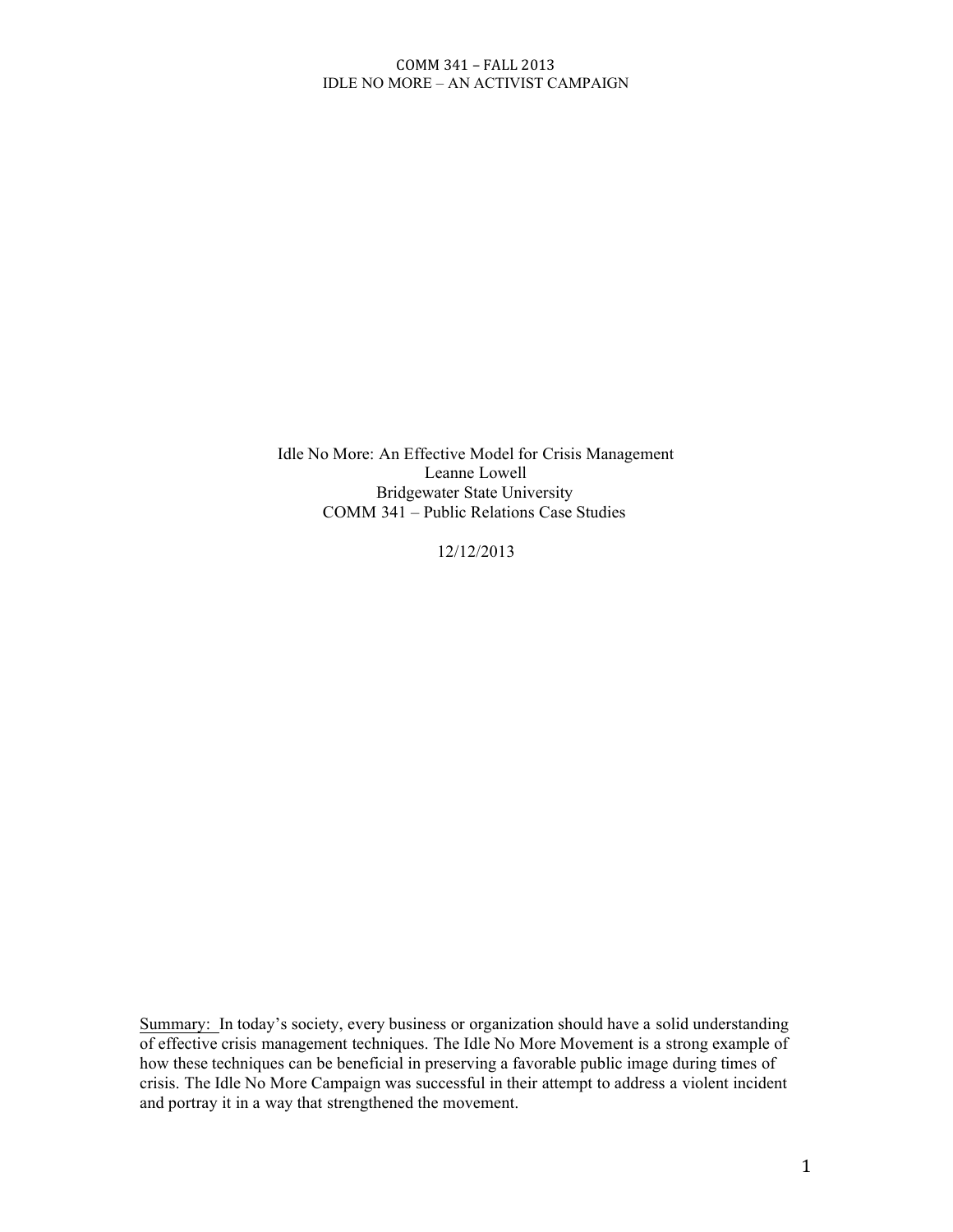Idle No More: An Effective Model for Crisis Management

Leanne Lowell

Bridgewater State University

COMM 341 – Public Relations Case Studies

12/12/2013

Summary: In today's society, every business or organization should have a solid understanding of effective crisis management techniques. The Idle No More Movement is a strong example of how these techniques can be beneficial in preserving a favorable public image during times of crisis. The Idle No More Campaign was successful in their attempt to address a violent incident and portray it in a way that strengthened the movement.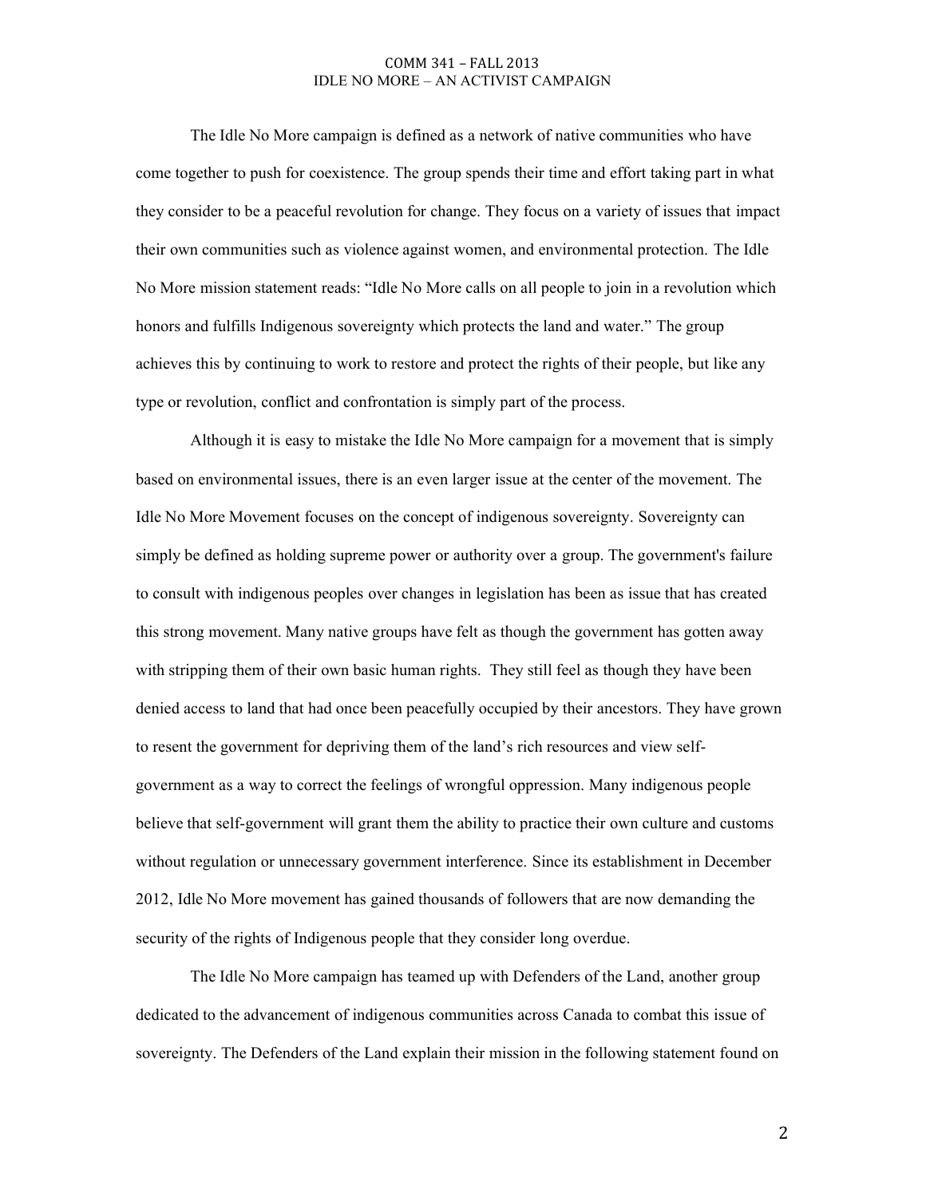The Idle No More campaign is defined as a network of native communities who have come together to push for coexistence. The group spends their time and effort taking part in what they consider to be a peaceful revolution for change. They focus on a variety of issues that impact their own communities such as violence against women, and environmental protection. The Idle No More mission statement reads: "Idle No More calls on all people to join in a revolution which honors and fulfills Indigenous sovereignty which protects the land and water." The group achieves this by continuing to work to restore and protect the rights of their people, but like any type or revolution, conflict and confrontation is simply part of the process.

Although it is easy to mistake the Idle No More campaign for a movement that is simply based on environmental issues, there is an even larger issue at the center of the movement. The Idle No More Movement focuses on the concept of indigenous sovereignty. Sovereignty can simply be defined as holding supreme power or authority over a group. The government's failure to consult with indigenous peoples over changes in legislation has been as issue that has created this strong movement. Many native groups have felt as though the government has gotten away with stripping them of their own basic human rights. They still feel as though they have been denied access to land that had once been peacefully occupied by their ancestors. They have grown to resent the government for depriving them of the land's rich resources and view self-government as a way to correct the feelings of wrongful oppression. Many indigenous people believe that self-government will grant them the ability to practice their own culture and customs without regulation or unnecessary government interference. Since its establishment in December 2012, Idle No More movement has gained thousands of followers that are now demanding the security of the rights of Indigenous people that they consider long overdue.

The Idle No More campaign has teamed up with Defenders of the Land, another group dedicated to the advancement of indigenous communities across Canada to combat this issue of sovereignty. The Defenders of the Land explain their mission in the following statement found on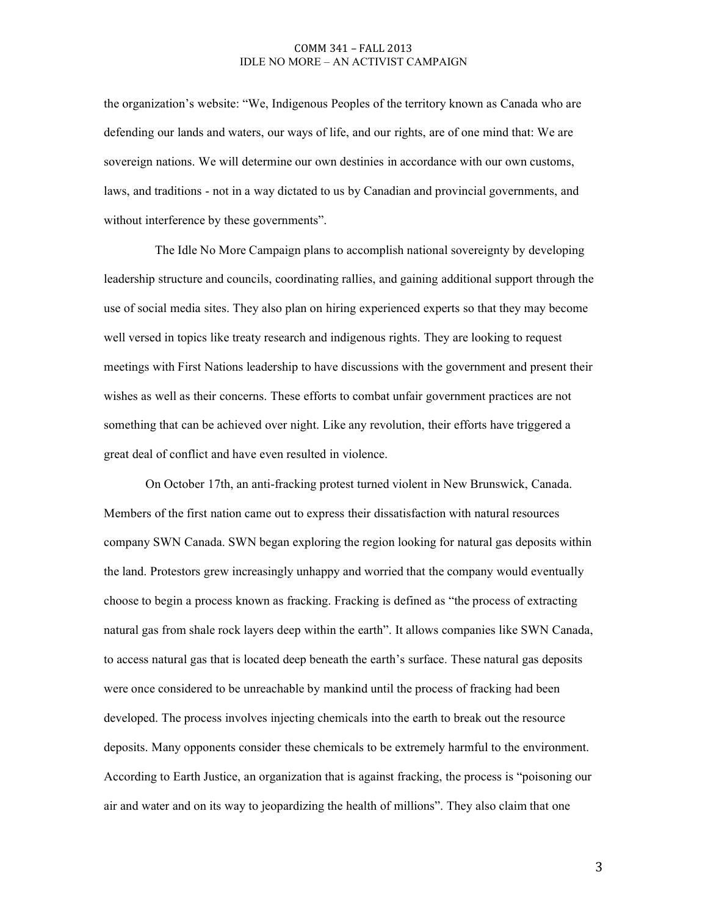the organization's website: "We, Indigenous Peoples of the territory known as Canada who are defending our lands and waters, our ways of life, and our rights, are of one mind that: We are sovereign nations. We will determine our own destinies in accordance with our own customs, laws, and traditions - not in a way dictated to us by Canadian and provincial governments, and without interference by these governments".

The Idle No More Campaign plans to accomplish national sovereignty by developing leadership structure and councils, coordinating rallies, and gaining additional support through the use of social media sites. They also plan on hiring experienced experts so that they may become well versed in topics like treaty research and indigenous rights. They are looking to request meetings with First Nations leadership to have discussions with the government and present their wishes as well as their concerns. These efforts to combat unfair government practices are not something that can be achieved over night. Like any revolution, their efforts have triggered a great deal of conflict and have even resulted in violence.

On October 17th, an anti-fracking protest turned violent in New Brunswick, Canada. Members of the first nation came out to express their dissatisfaction with natural resources company SWN Canada. SWN began exploring the region looking for natural gas deposits within the land. Protestors grew increasingly unhappy and worried that the company would eventually choose to begin a process known as fracking. Fracking is defined as "the process of extracting natural gas from shale rock layers deep within the earth". It allows companies like SWN Canada, to access natural gas that is located deep beneath the earth's surface. These natural gas deposits were once considered to be unreachable by mankind until the process of fracking had been developed. The process involves injecting chemicals into the earth to break out the resource deposits. Many opponents consider these chemicals to be extremely harmful to the environment. According to Earth Justice, an organization that is against fracking, the process is "poisoning our air and water and on its way to jeopardizing the health of millions". They also claim that one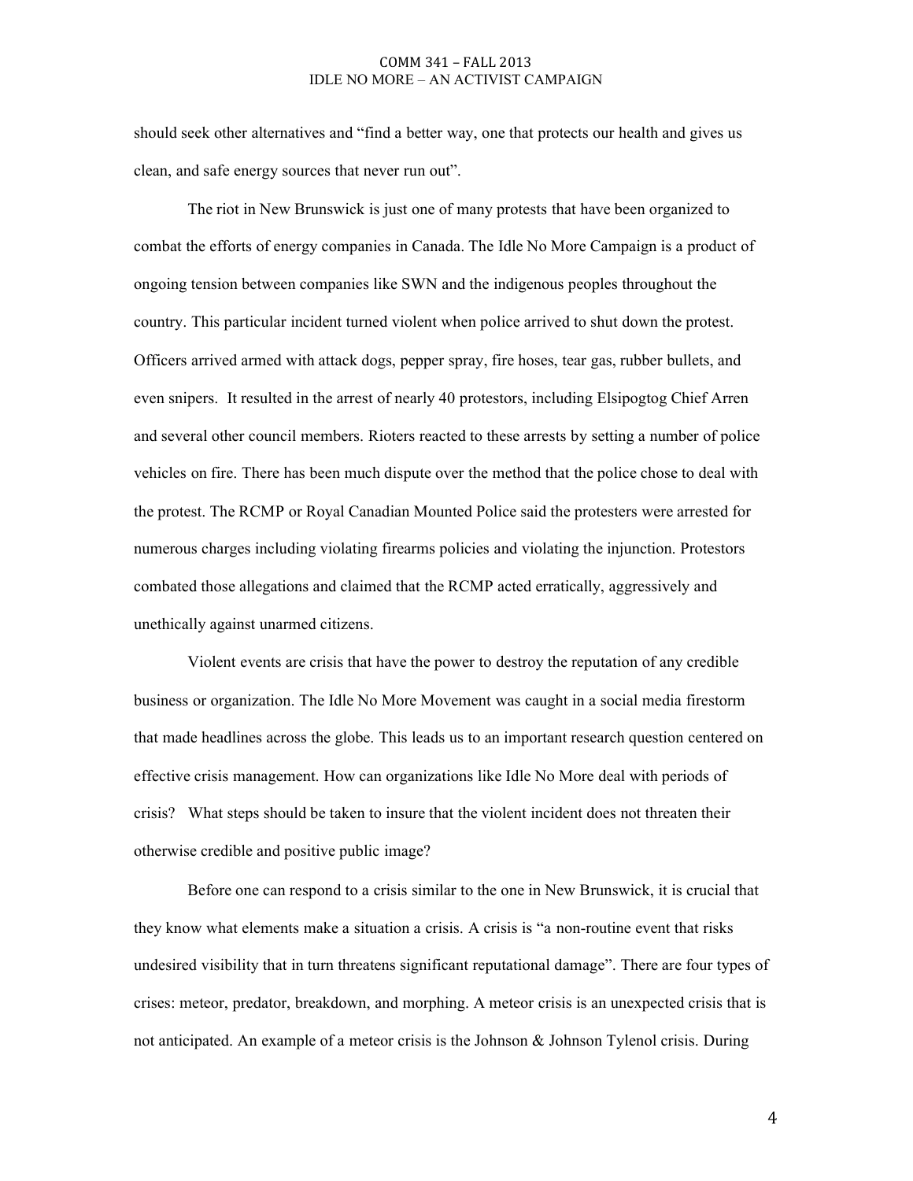should seek other alternatives and "find a better way, one that protects our health and gives us clean, and safe energy sources that never run out".

The riot in New Brunswick is just one of many protests that have been organized to combat the efforts of energy companies in Canada. The Idle No More Campaign is a product of ongoing tension between companies like SWN and the indigenous peoples throughout the country. This particular incident turned violent when police arrived to shut down the protest. Officers arrived armed with attack dogs, pepper spray, fire hoses, tear gas, rubber bullets, and even snipers. It resulted in the arrest of nearly 40 protestors, including Elsipogtog Chief Arren and several other council members. Rioters reacted to these arrests by setting a number of police vehicles on fire. There has been much dispute over the method that the police chose to deal with the protest. The RCMP or Royal Canadian Mounted Police said the protesters were arrested for numerous charges including violating firearms policies and violating the injunction. Protestors combated those allegations and claimed that the RCMP acted erratically, aggressively and unethically against unarmed citizens.

Violent events are crisis that have the power to destroy the reputation of any credible business or organization. The Idle No More Movement was caught in a social media firestorm that made headlines across the globe. This leads us to an important research question centered on effective crisis management. How can organizations like Idle No More deal with periods of crisis? What steps should be taken to insure that the violent incident does not threaten their otherwise credible and positive public image?

Before one can respond to a crisis similar to the one in New Brunswick, it is crucial that they know what elements make a situation a crisis. A crisis is "a non-routine event that risks undesired visibility that in turn threatens significant reputational damage". There are four types of crises: meteor, predator, breakdown, and morphing. A meteor crisis is an unexpected crisis that is not anticipated. An example of a meteor crisis is the Johnson & Johnson Tylenol crisis. During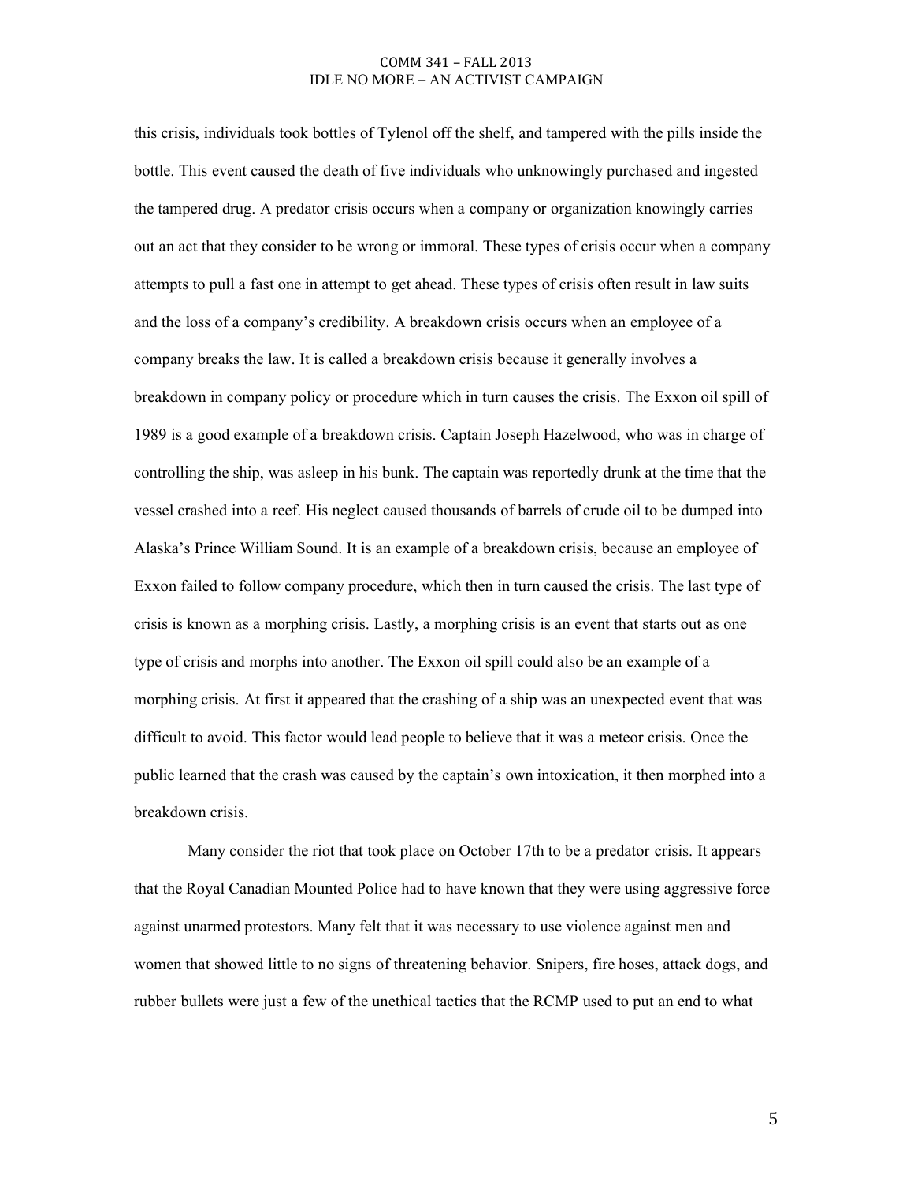this crisis, individuals took bottles of Tylenol off the shelf, and tampered with the pills inside the bottle. This event caused the death of five individuals who unknowingly purchased and ingested the tampered drug. A predator crisis occurs when a company or organization knowingly carries out an act that they consider to be wrong or immoral. These types of crisis occur when a company attempts to pull a fast one in attempt to get ahead. These types of crisis often result in law suits and the loss of a company's credibility. A breakdown crisis occurs when an employee of a company breaks the law. It is called a breakdown crisis because it generally involves a breakdown in company policy or procedure which in turn causes the crisis. The Exxon oil spill of 1989 is a good example of a breakdown crisis. Captain Joseph Hazelwood, who was in charge of controlling the ship, was asleep in his bunk. The captain was reportedly drunk at the time that the vessel crashed into a reef. His neglect caused thousands of barrels of crude oil to be dumped into Alaska's Prince William Sound. It is an example of a breakdown crisis, because an employee of Exxon failed to follow company procedure, which then in turn caused the crisis. The last type of crisis is known as a morphing crisis. Lastly, a morphing crisis is an event that starts out as one type of crisis and morphs into another. The Exxon oil spill could also be an example of a morphing crisis. At first it appeared that the crashing of a ship was an unexpected event that was difficult to avoid. This factor would lead people to believe that it was a meteor crisis. Once the public learned that the crash was caused by the captain's own intoxication, it then morphed into a breakdown crisis.

Many consider the riot that took place on October 17th to be a predator crisis. It appears that the Royal Canadian Mounted Police had to have known that they were using aggressive force against unarmed protestors. Many felt that it was necessary to use violence against men and women that showed little to no signs of threatening behavior. Snipers, fire hoses, attack dogs, and rubber bullets were just a few of the unethical tactics that the RCMP used to put an end to what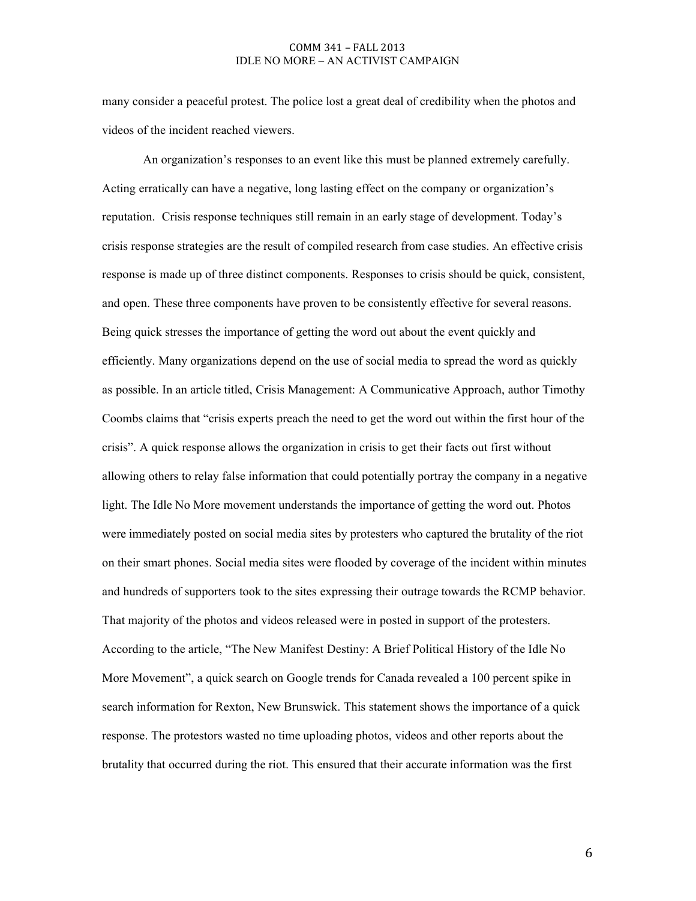many consider a peaceful protest. The police lost a great deal of credibility when the photos and videos of the incident reached viewers.

An organization's responses to an event like this must be planned extremely carefully. Acting erratically can have a negative, long lasting effect on the company or organization's reputation. Crisis response techniques still remain in an early stage of development. Today's crisis response strategies are the result of compiled research from case studies. An effective crisis response is made up of three distinct components. Responses to crisis should be quick, consistent, and open. These three components have proven to be consistently effective for several reasons. Being quick stresses the importance of getting the word out about the event quickly and efficiently. Many organizations depend on the use of social media to spread the word as quickly as possible. In an article titled, Crisis Management: A Communicative Approach, author Timothy Coombs claims that "crisis experts preach the need to get the word out within the first hour of the crisis". A quick response allows the organization in crisis to get their facts out first without allowing others to relay false information that could potentially portray the company in a negative light. The Idle No More movement understands the importance of getting the word out. Photos were immediately posted on social media sites by protesters who captured the brutality of the riot on their smart phones. Social media sites were flooded by coverage of the incident within minutes and hundreds of supporters took to the sites expressing their outrage towards the RCMP behavior. That majority of the photos and videos released were in posted in support of the protesters. According to the article, "The New Manifest Destiny: A Brief Political History of the Idle No More Movement", a quick search on Google trends for Canada revealed a 100 percent spike in search information for Rexton, New Brunswick. This statement shows the importance of a quick response. The protestors wasted no time uploading photos, videos and other reports about the brutality that occurred during the riot. This ensured that their accurate information was the first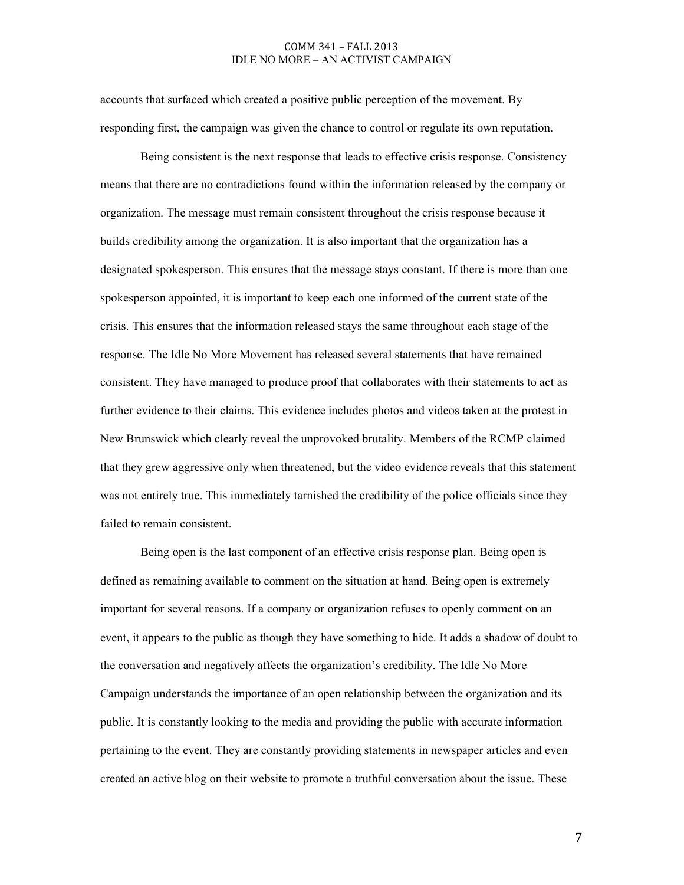accounts that surfaced which created a positive public perception of the movement. By responding first, the campaign was given the chance to control or regulate its own reputation.

Being consistent is the next response that leads to effective crisis response. Consistency means that there are no contradictions found within the information released by the company or organization. The message must remain consistent throughout the crisis response because it builds credibility among the organization. It is also important that the organization has a designated spokesperson. This ensures that the message stays constant. If there is more than one spokesperson appointed, it is important to keep each one informed of the current state of the crisis. This ensures that the information released stays the same throughout each stage of the response. The Idle No More Movement has released several statements that have remained consistent. They have managed to produce proof that collaborates with their statements to act as further evidence to their claims. This evidence includes photos and videos taken at the protest in New Brunswick which clearly reveal the unprovoked brutality. Members of the RCMP claimed that they grew aggressive only when threatened, but the video evidence reveals that this statement was not entirely true. This immediately tarnished the credibility of the police officials since they failed to remain consistent.

Being open is the last component of an effective crisis response plan. Being open is defined as remaining available to comment on the situation at hand. Being open is extremely important for several reasons. If a company or organization refuses to openly comment on an event, it appears to the public as though they have something to hide. It adds a shadow of doubt to the conversation and negatively affects the organization's credibility. The Idle No More Campaign understands the importance of an open relationship between the organization and its public. It is constantly looking to the media and providing the public with accurate information pertaining to the event. They are constantly providing statements in newspaper articles and even created an active blog on their website to promote a truthful conversation about the issue. These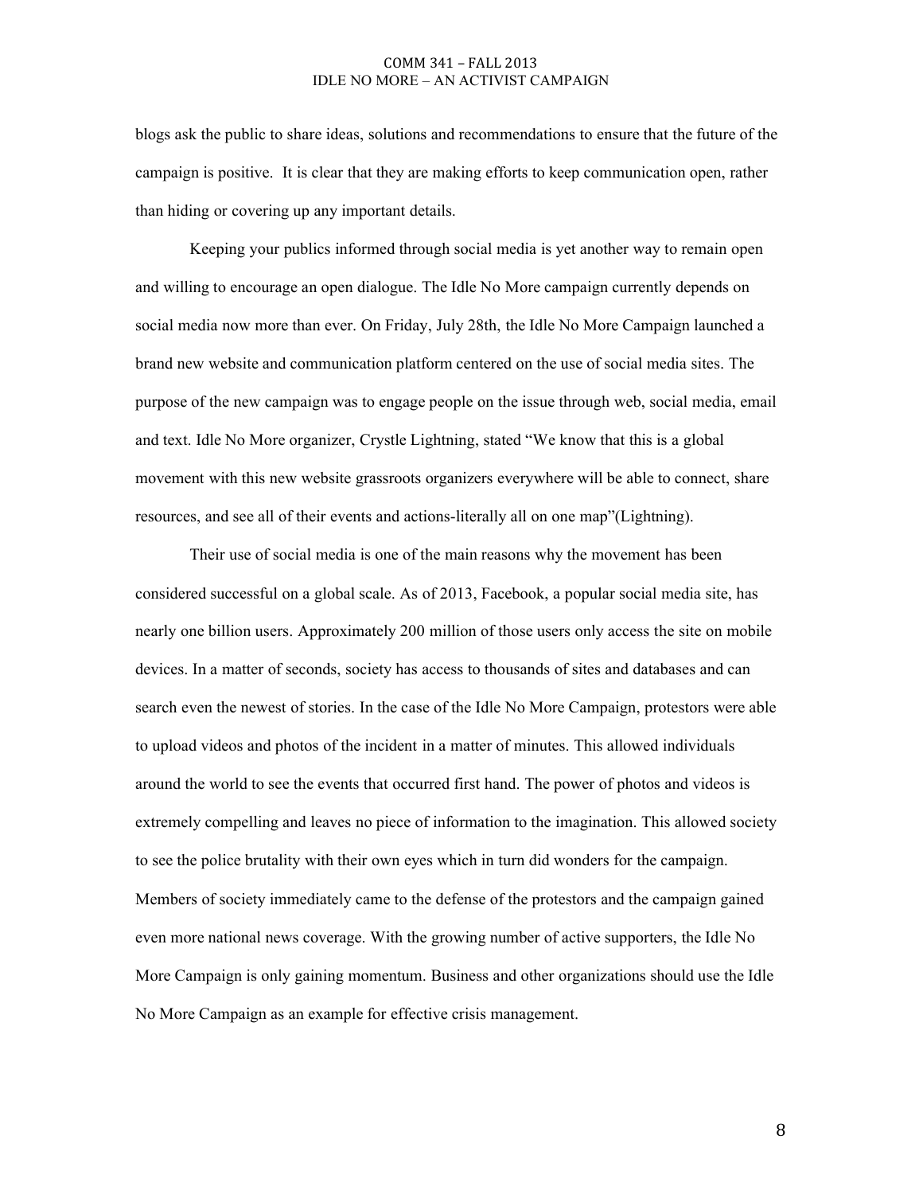blogs ask the public to share ideas, solutions and recommendations to ensure that the future of the campaign is positive. It is clear that they are making efforts to keep communication open, rather than hiding or covering up any important details.

Keeping your publics informed through social media is yet another way to remain open and willing to encourage an open dialogue. The Idle No More campaign currently depends on social media now more than ever. On Friday, July 28th, the Idle No More Campaign launched a brand new website and communication platform centered on the use of social media sites. The purpose of the new campaign was to engage people on the issue through web, social media, email and text. Idle No More organizer, Crystle Lightning, stated "We know that this is a global movement with this new website grassroots organizers everywhere will be able to connect, share resources, and see all of their events and actions-literally all on one map"(Lightning).

Their use of social media is one of the main reasons why the movement has been considered successful on a global scale. As of 2013, Facebook, a popular social media site, has nearly one billion users. Approximately 200 million of those users only access the site on mobile devices. In a matter of seconds, society has access to thousands of sites and databases and can search even the newest of stories. In the case of the Idle No More Campaign, protestors were able to upload videos and photos of the incident in a matter of minutes. This allowed individuals around the world to see the events that occurred first hand. The power of photos and videos is extremely compelling and leaves no piece of information to the imagination. This allowed society to see the police brutality with their own eyes which in turn did wonders for the campaign. Members of society immediately came to the defense of the protestors and the campaign gained even more national news coverage. With the growing number of active supporters, the Idle No More Campaign is only gaining momentum. Business and other organizations should use the Idle No More Campaign as an example for effective crisis management.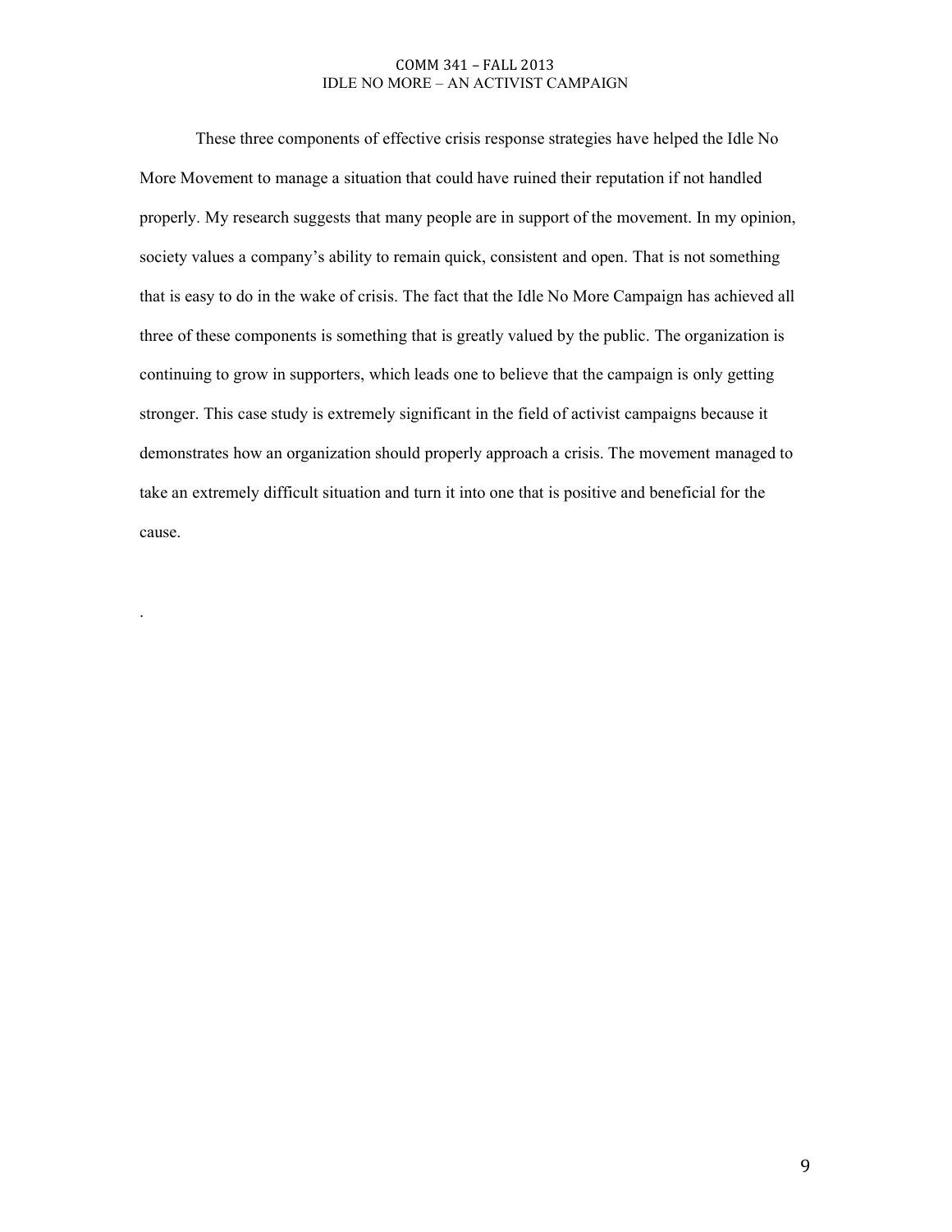These three components of effective crisis response strategies have helped the Idle No More Movement to manage a situation that could have ruined their reputation if not handled properly. My research suggests that many people are in support of the movement. In my opinion, society values a company's ability to remain quick, consistent and open. That is not something that is easy to do in the wake of crisis. The fact that the Idle No More Campaign has achieved all three of these components is something that is greatly valued by the public. The organization is continuing to grow in supporters, which leads one to believe that the campaign is only getting stronger. This case study is extremely significant in the field of activist campaigns because it demonstrates how an organization should properly approach a crisis. The movement managed to take an extremely difficult situation and turn it into one that is positive and beneficial for the cause.

.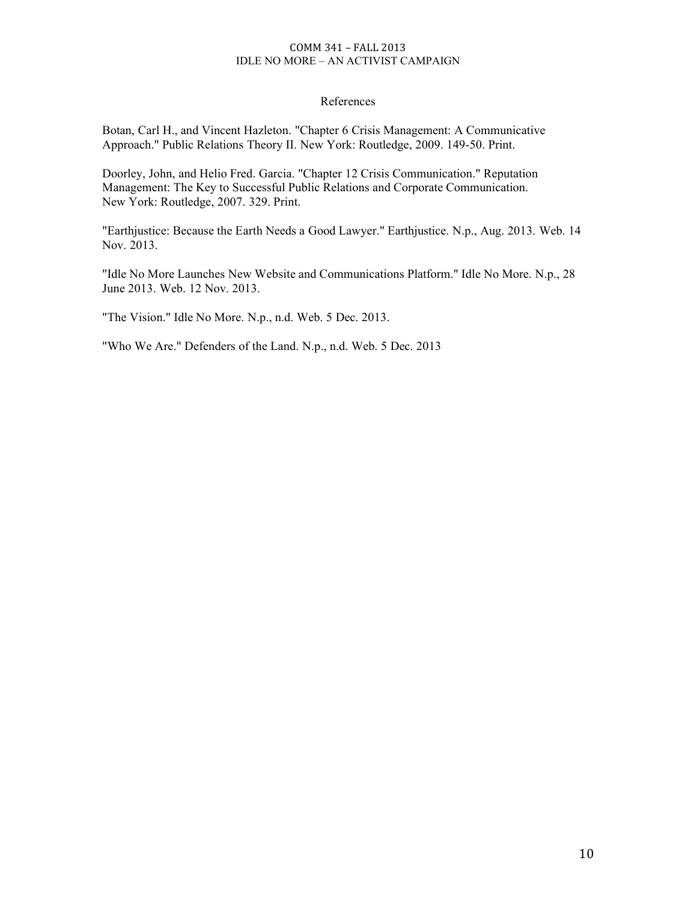## References

Botan, Carl H., and Vincent Hazleton. "Chapter 6 Crisis Management: A Communicative Approach." Public Relations Theory II. New York: Routledge, 2009. 149-50. Print.

Doorley, John, and Helio Fred. Garcia. "Chapter 12 Crisis Communication." Reputation Management: The Key to Successful Public Relations and Corporate Communication. New York: Routledge, 2007. 329. Print.

"Earthjustice: Because the Earth Needs a Good Lawyer." Earthjustice. N.p., Aug. 2013. Web. 14 Nov. 2013.

"Idle No More Launches New Website and Communications Platform." Idle No More. N.p., 28 June 2013. Web. 12 Nov. 2013.

"The Vision." Idle No More. N.p., n.d. Web. 5 Dec. 2013.

"Who We Are." Defenders of the Land. N.p., n.d. Web. 5 Dec. 2013